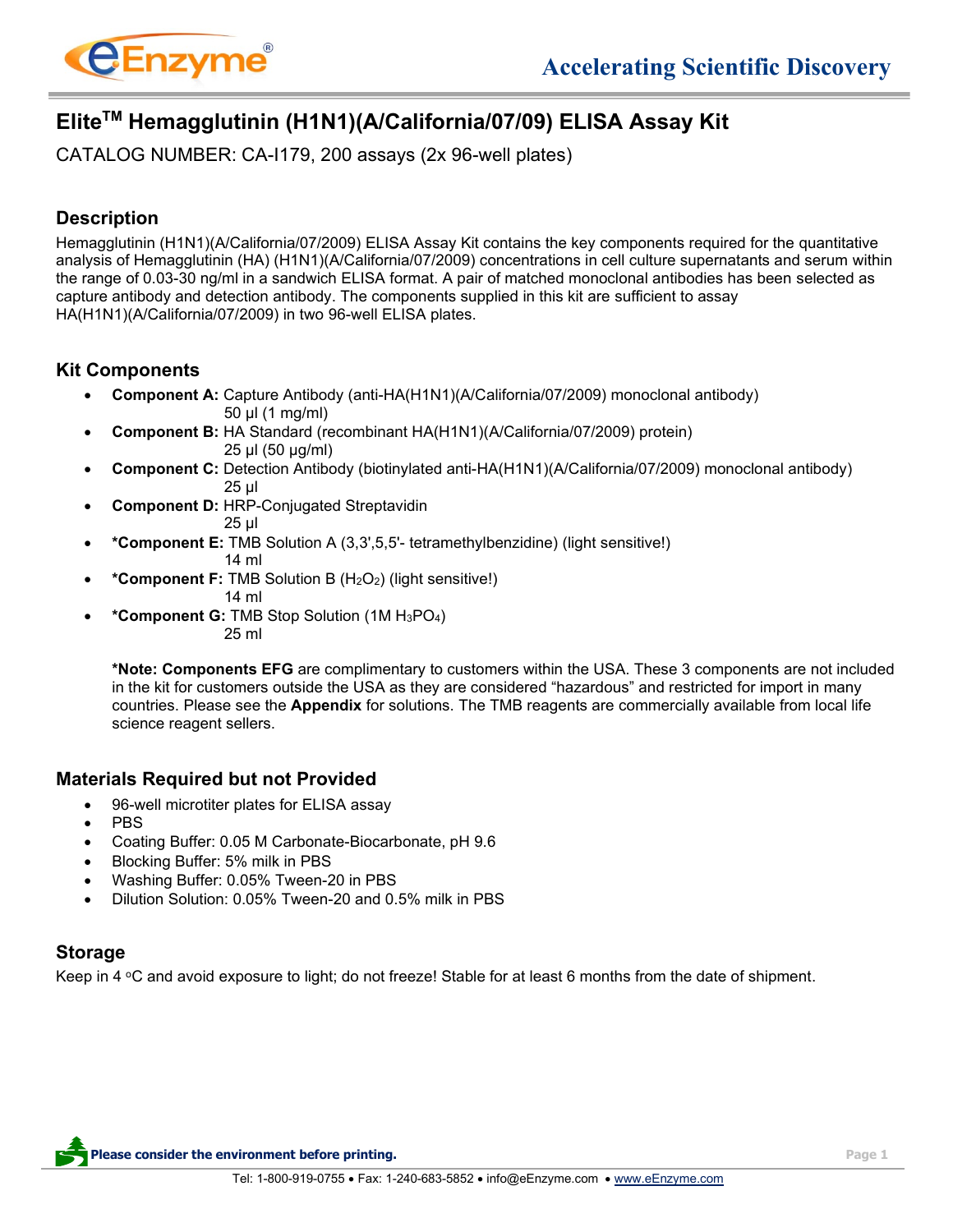# Elite[TM] Hemagglutinin (H1N1)(A/California/07/09) ELISA Assay Kit

CATALOG NUMBER: CA-I179, 200 assays (2x 96-well plates)

## Description

Hemagglutinin (H1N1)(A/California/07/2009) ELISA Assay Kit contains the key components required for the quantitative analysis of Hemagglutinin (HA) (H1N1)(A/California/07/2009) concentrations in cell culture supernatants and serum within the range of 0.03-30 ng/ml in a sandwich ELISA format. A pair of matched monoclonal antibodies has been selected as capture antibody and detection antibody. The components supplied in this kit are sufficient to assay HA(H1N1)(A/California/07/2009) in two 96-well ELISA plates.

## Kit Components

- **Component A:** Capture Antibody (anti-HA(H1N1)(A/California/07/2009) monoclonal antibody)
  50 µl (1 mg/ml)
- **Component B:** HA Standard (recombinant HA(H1N1)(A/California/07/2009) protein)
  25 µl (50 µg/ml)
- **Component C:** Detection Antibody (biotinylated anti-HA(H1N1)(A/California/07/2009) monoclonal antibody)
  25 µl
- **Component D:** HRP-Conjugated Streptavidin
  25 µl
- ***Component E:** TMB Solution A (3,3',5,5'- tetramethylbenzidine) (light sensitive!)
  14 ml
- ***Component F:** TMB Solution B ($H_2O_2$) (light sensitive!)
  14 ml
- ***Component G:** TMB Stop Solution (1M $H_3PO_4$)
  25 ml

**\*Note: Components EFG** are complimentary to customers within the USA. These 3 components are not included in the kit for customers outside the USA as they are considered "hazardous" and restricted for import in many countries. Please see the **Appendix** for solutions. The TMB reagents are commercially available from local life science reagent sellers.

## Materials Required but not Provided

- 96-well microtiter plates for ELISA assay
- PBS
- Coating Buffer: 0.05 M Carbonate-Biocarbonate, pH 9.6
- Blocking Buffer: 5% milk in PBS
- Washing Buffer: 0.05% Tween-20 in PBS
- Dilution Solution: 0.05% Tween-20 and 0.5% milk in PBS

## Storage

Keep in 4 °C and avoid exposure to light; do not freeze! Stable for at least 6 months from the date of shipment.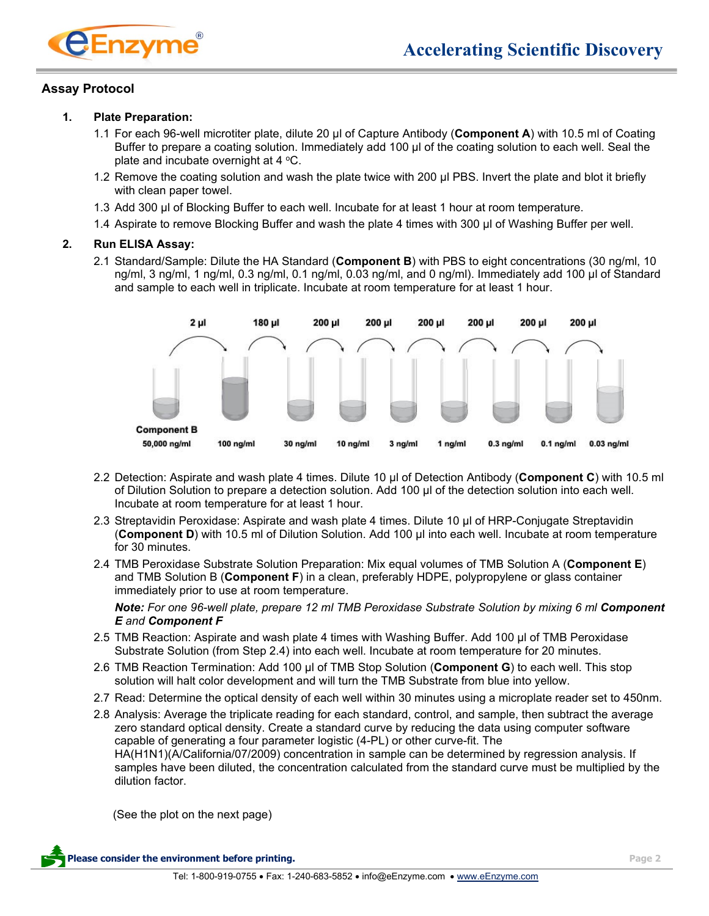## Assay Protocol

1. **Plate Preparation:**
   - 1.1 For each 96-well microtiter plate, dilute 20 µl of Capture Antibody (**Component A**) with 10.5 ml of Coating Buffer to prepare a coating solution. Immediately add 100 µl of the coating solution to each well. Seal the plate and incubate overnight at 4 °C.
   - 1.2 Remove the coating solution and wash the plate twice with 200 µl PBS. Invert the plate and blot it briefly with clean paper towel.
   - 1.3 Add 300 µl of Blocking Buffer to each well. Incubate for at least 1 hour at room temperature.
   - 1.4 Aspirate to remove Blocking Buffer and wash the plate 4 times with 300 µl of Washing Buffer per well.

2. **Run ELISA Assay:**
   - 2.1 Standard/Sample: Dilute the HA Standard (**Component B**) with PBS to eight concentrations (30 ng/ml, 10 ng/ml, 3 ng/ml, 1 ng/ml, 0.3 ng/ml, 0.1 ng/ml, 0.03 ng/ml, and 0 ng/ml). Immediately add 100 µl of Standard and sample to each well in triplicate. Incubate at room temperature for at least 1 hour.

     2 µl → 180 µl → 200 µl → 200 µl → 200 µl → 200 µl → 200 µl → 200 µl

     Component B 50,000 ng/ml | 100 ng/ml | 30 ng/ml | 10 ng/ml | 3 ng/ml | 1 ng/ml | 0.3 ng/ml | 0.1 ng/ml | 0.03 ng/ml

   - 2.2 Detection: Aspirate and wash plate 4 times. Dilute 10 µl of Detection Antibody (**Component C**) with 10.5 ml of Dilution Solution to prepare a detection solution. Add 100 µl of the detection solution into each well. Incubate at room temperature for at least 1 hour.
   - 2.3 Streptavidin Peroxidase: Aspirate and wash plate 4 times. Dilute 10 µl of HRP-Conjugate Streptavidin (**Component D**) with 10.5 ml of Dilution Solution. Add 100 µl into each well. Incubate at room temperature for 30 minutes.
   - 2.4 TMB Peroxidase Substrate Solution Preparation: Mix equal volumes of TMB Solution A (**Component E**) and TMB Solution B (**Component F**) in a clean, preferably HDPE, polypropylene or glass container immediately prior to use at room temperature.

     ***Note:*** *For one 96-well plate, prepare 12 ml TMB Peroxidase Substrate Solution by mixing 6 ml* ***Component E*** *and* ***Component F***
   - 2.5 TMB Reaction: Aspirate and wash plate 4 times with Washing Buffer. Add 100 µl of TMB Peroxidase Substrate Solution (from Step 2.4) into each well. Incubate at room temperature for 20 minutes.
   - 2.6 TMB Reaction Termination: Add 100 µl of TMB Stop Solution (**Component G**) to each well. This stop solution will halt color development and will turn the TMB Substrate from blue into yellow.
   - 2.7 Read: Determine the optical density of each well within 30 minutes using a microplate reader set to 450nm.
   - 2.8 Analysis: Average the triplicate reading for each standard, control, and sample, then subtract the average zero standard optical density. Create a standard curve by reducing the data using computer software capable of generating a four parameter logistic (4-PL) or other curve-fit. The HA(H1N1)(A/California/07/2009) concentration in sample can be determined by regression analysis. If samples have been diluted, the concentration calculated from the standard curve must be multiplied by the dilution factor.

(See the plot on the next page)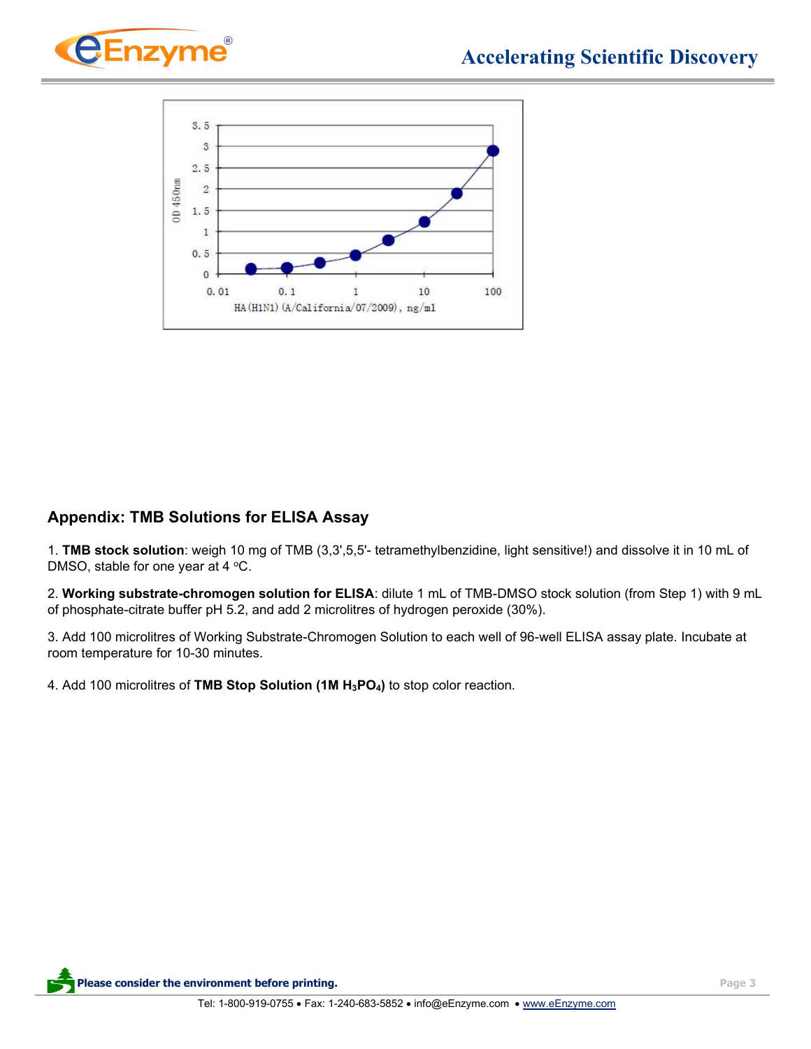3.5
3
2.5
2
1.5
1
0.5
0
0.01
0.1
1
10
100
OD 450nm
HA (H1N1) (A/California/07/2009), ng/ml

## Appendix: TMB Solutions for ELISA Assay

1. **TMB stock solution**: weigh 10 mg of TMB (3,3',5,5'- tetramethylbenzidine, light sensitive!) and dissolve it in 10 mL of DMSO, stable for one year at 4 °C.

2. **Working substrate-chromogen solution for ELISA**: dilute 1 mL of TMB-DMSO stock solution (from Step 1) with 9 mL of phosphate-citrate buffer pH 5.2, and add 2 microlitres of hydrogen peroxide (30%).

3. Add 100 microlitres of Working Substrate-Chromogen Solution to each well of 96-well ELISA assay plate. Incubate at room temperature for 10-30 minutes.

4. Add 100 microlitres of **TMB Stop Solution (1M $H_3PO_4$)** to stop color reaction.

**Please consider the environment before printing.**

Tel: 1-800-919-0755 • Fax: 1-240-683-5852 • info@eEnzyme.com • www.eEnzyme.com